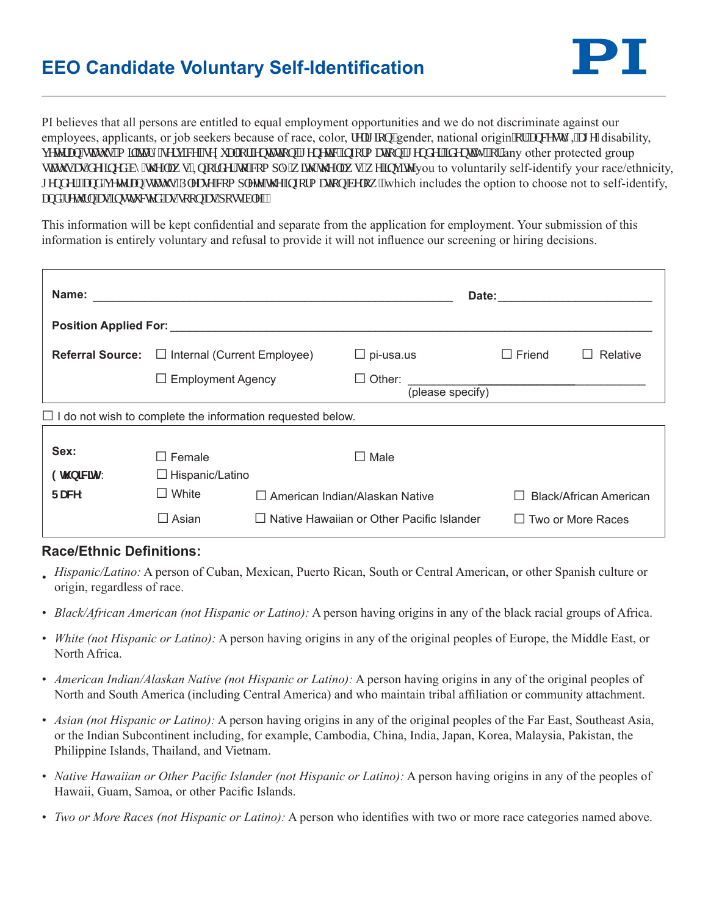# EEO Candidate Voluntary Self-Identification

**PI**

PI believes that all persons are entitled to equal employment opportunities and we do not discriminate against our employees, applicants, or job seekers because of race, color, religion, gender, national origin or ancestry, age, disability, veteran status, military service, sexual orientation, genetic information, gender identity, or any other protected group status as defined by the law. In order to comply with the law, we invite you to voluntarily self-identify your race/ethnicity, gender and veteran status. Please complete the information below, which includes the option to choose not to self-identify, and return as instructed as soon as possible.

This information will be kept confidential and separate from the application for employment. Your submission of this information is entirely voluntary and refusal to provide it will not influence our screening or hiring decisions.

**Name:** ______________________________________________________ **Date:** ______________________

**Position Applied For:** ___________________________________________________________________________

**Referral Source:** ☐ Internal (Current Employee) ☐ pi-usa.us ☐ Friend ☐ Relative

☐ Employment Agency ☐ Other: ____________________________________ (please specify)

☐ I do not wish to complete the information requested below.

**Sex:** ☐ Female ☐ Male

**Ethnicity:** ☐ Hispanic/Latino

**Race:** ☐ White ☐ American Indian/Alaskan Native ☐ Black/African American

☐ Asian ☐ Native Hawaiian or Other Pacific Islander ☐ Two or More Races

## Race/Ethnic Definitions:

- *Hispanic/Latino:* A person of Cuban, Mexican, Puerto Rican, South or Central American, or other Spanish culture or origin, regardless of race.
- *Black/African American (not Hispanic or Latino):* A person having origins in any of the black racial groups of Africa.
- *White (not Hispanic or Latino):* A person having origins in any of the original peoples of Europe, the Middle East, or North Africa.
- *American Indian/Alaskan Native (not Hispanic or Latino):* A person having origins in any of the original peoples of North and South America (including Central America) and who maintain tribal affiliation or community attachment.
- *Asian (not Hispanic or Latino):* A person having origins in any of the original peoples of the Far East, Southeast Asia, or the Indian Subcontinent including, for example, Cambodia, China, India, Japan, Korea, Malaysia, Pakistan, the Philippine Islands, Thailand, and Vietnam.
- *Native Hawaiian or Other Pacific Islander (not Hispanic or Latino):* A person having origins in any of the peoples of Hawaii, Guam, Samoa, or other Pacific Islands.
- *Two or More Races (not Hispanic or Latino):* A person who identifies with two or more race categories named above.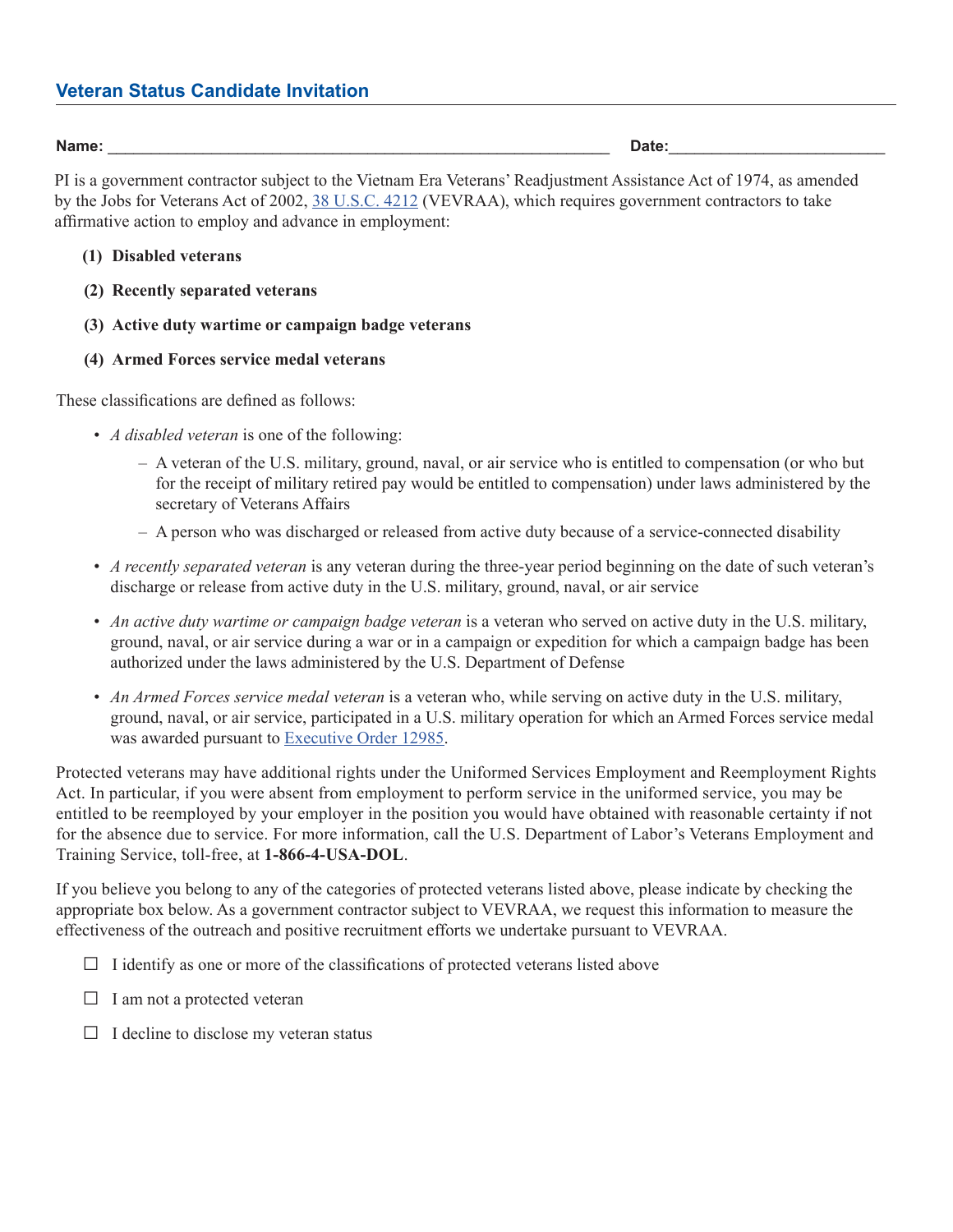## Veteran Status Candidate Invitation

**Name:** ____________________________________________________________ **Date:**_________________________

PI is a government contractor subject to the Vietnam Era Veterans' Readjustment Assistance Act of 1974, as amended by the Jobs for Veterans Act of 2002, [38 U.S.C. 4212](38 U.S.C. 4212) (VEVRAA), which requires government contractors to take affirmative action to employ and advance in employment:

**(1) Disabled veterans**

**(2) Recently separated veterans**

**(3) Active duty wartime or campaign badge veterans**

**(4) Armed Forces service medal veterans**

These classifications are defined as follows:

- *A disabled veteran* is one of the following:
  - A veteran of the U.S. military, ground, naval, or air service who is entitled to compensation (or who but for the receipt of military retired pay would be entitled to compensation) under laws administered by the secretary of Veterans Affairs
  - A person who was discharged or released from active duty because of a service-connected disability
- *A recently separated veteran* is any veteran during the three-year period beginning on the date of such veteran's discharge or release from active duty in the U.S. military, ground, naval, or air service
- *An active duty wartime or campaign badge veteran* is a veteran who served on active duty in the U.S. military, ground, naval, or air service during a war or in a campaign or expedition for which a campaign badge has been authorized under the laws administered by the U.S. Department of Defense
- *An Armed Forces service medal veteran* is a veteran who, while serving on active duty in the U.S. military, ground, naval, or air service, participated in a U.S. military operation for which an Armed Forces service medal was awarded pursuant to Executive Order 12985.

Protected veterans may have additional rights under the Uniformed Services Employment and Reemployment Rights Act. In particular, if you were absent from employment to perform service in the uniformed service, you may be entitled to be reemployed by your employer in the position you would have obtained with reasonable certainty if not for the absence due to service. For more information, call the U.S. Department of Labor's Veterans Employment and Training Service, toll-free, at **1-866-4-USA-DOL**.

If you believe you belong to any of the categories of protected veterans listed above, please indicate by checking the appropriate box below. As a government contractor subject to VEVRAA, we request this information to measure the effectiveness of the outreach and positive recruitment efforts we undertake pursuant to VEVRAA.

☐ I identify as one or more of the classifications of protected veterans listed above

☐ I am not a protected veteran

☐ I decline to disclose my veteran status